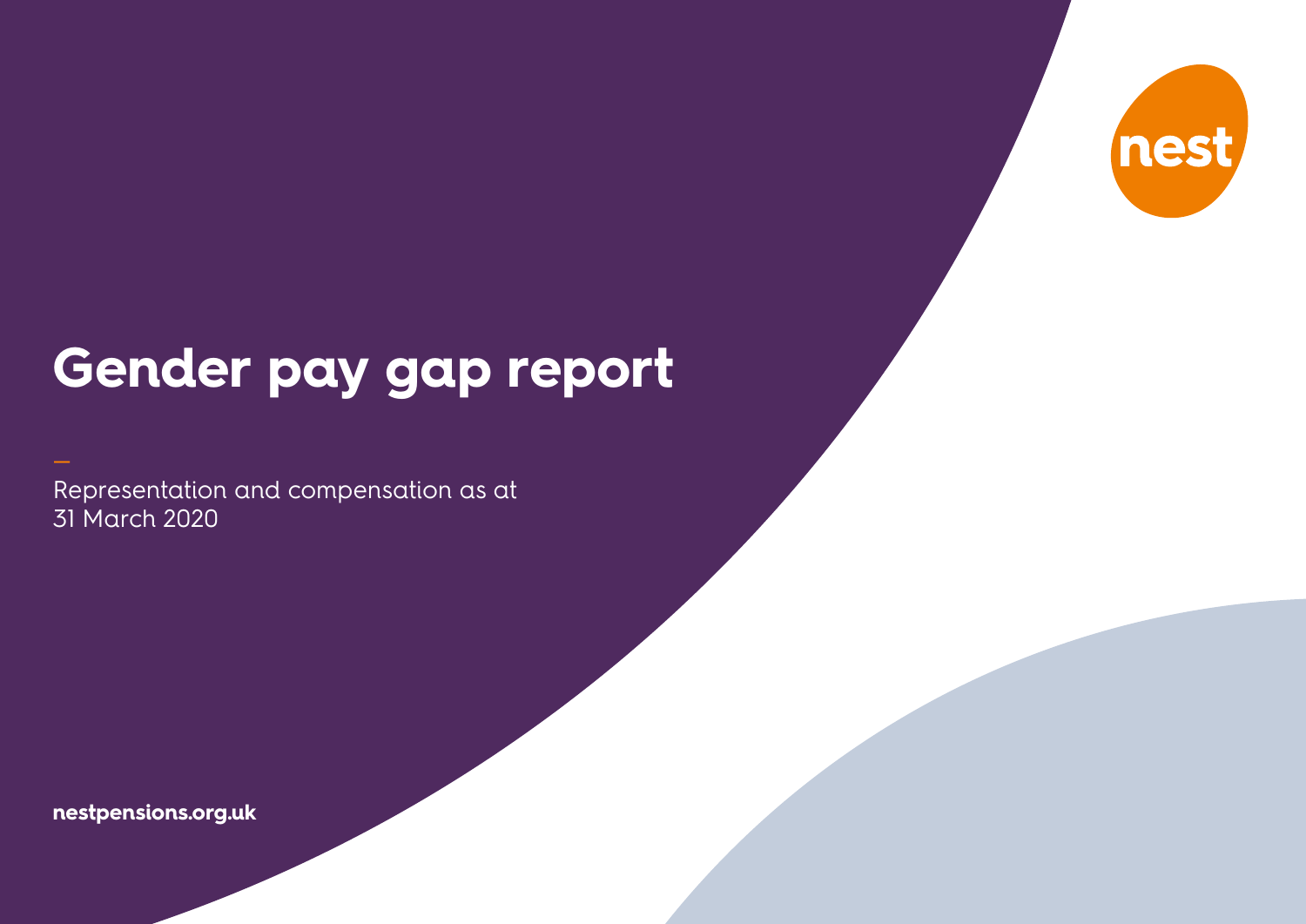nest

# Gender pay gap report

Representation and compensation as at 31 March 2020

nestpensions.org.uk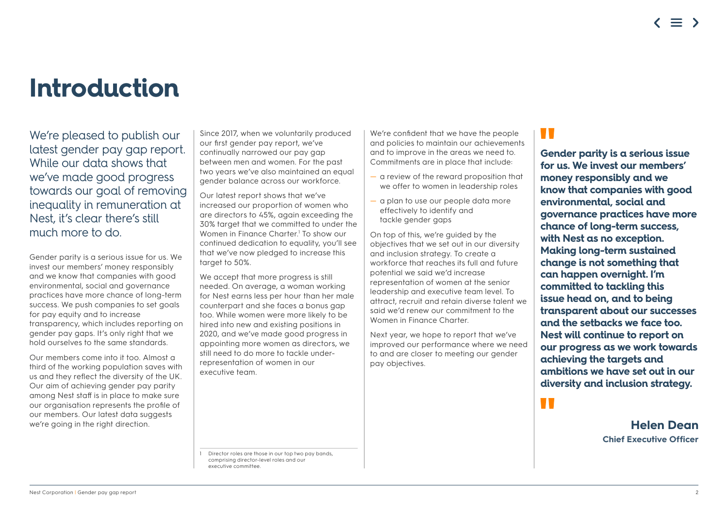# Introduction

We're pleased to publish our latest gender pay gap report. While our data shows that we've made good progress towards our goal of removing inequality in remuneration at Nest, it's clear there's still much more to do.

Gender parity is a serious issue for us. We invest our members' money responsibly and we know that companies with good environmental, social and governance practices have more chance of long-term success. We push companies to set goals for pay equity and to increase transparency, which includes reporting on gender pay gaps. It's only right that we hold ourselves to the same standards.

Our members come into it too. Almost a third of the working population saves with us and they reflect the diversity of the UK. Our aim of achieving gender pay parity among Nest staff is in place to make sure our organisation represents the profile of our members. Our latest data suggests we're going in the right direction.

Since 2017, when we voluntarily produced our first gender pay report, we've continually narrowed our pay gap between men and women. For the past two years we've also maintained an equal gender balance across our workforce.

Our latest report shows that we've increased our proportion of women who are directors to 45%, again exceeding the 30% target that we committed to under the Women in Finance Charter.[1] To show our continued dedication to equality, you'll see that we've now pledged to increase this target to 50%.

We accept that more progress is still needed. On average, a woman working for Nest earns less per hour than her male counterpart and she faces a bonus gap too. While women were more likely to be hired into new and existing positions in 2020, and we've made good progress in appointing more women as directors, we still need to do more to tackle under-representation of women in our executive team.

We're confident that we have the people and policies to maintain our achievements and to improve in the areas we need to. Commitments are in place that include:

- a review of the reward proposition that we offer to women in leadership roles
- a plan to use our people data more effectively to identify and tackle gender gaps

On top of this, we're guided by the objectives that we set out in our diversity and inclusion strategy. To create a workforce that reaches its full and future potential we said we'd increase representation of women at the senior leadership and executive team level. To attract, recruit and retain diverse talent we said we'd renew our commitment to the Women in Finance Charter.

Next year, we hope to report that we've improved our performance where we need to and are closer to meeting our gender pay objectives.

> **Gender parity is a serious issue for us. We invest our members' money responsibly and we know that companies with good environmental, social and governance practices have more chance of long-term success, with Nest as no exception. Making long-term sustained change is not something that can happen overnight. I'm committed to tackling this issue head on, and to being transparent about our successes and the setbacks we face too. Nest will continue to report on our progress as we work towards achieving the targets and ambitions we have set out in our diversity and inclusion strategy.**
>
> **Helen Dean**
> **Chief Executive Officer**

1 Director roles are those in our top two pay bands, comprising director-level roles and our executive committee.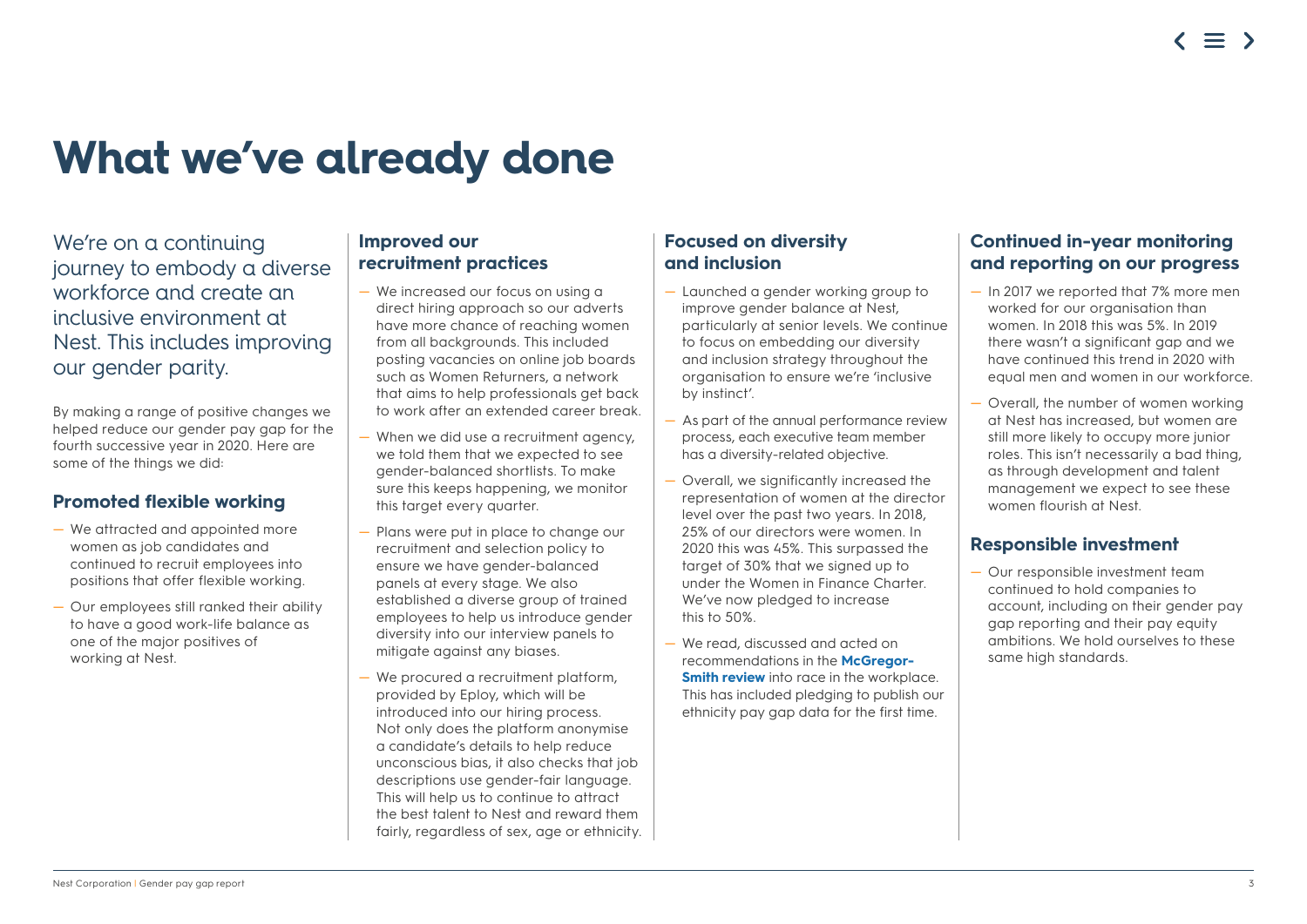# What we've already done

We're on a continuing journey to embody a diverse workforce and create an inclusive environment at Nest. This includes improving our gender parity.

By making a range of positive changes we helped reduce our gender pay gap for the fourth successive year in 2020. Here are some of the things we did:

## Promoted flexible working

- We attracted and appointed more women as job candidates and continued to recruit employees into positions that offer flexible working.
- Our employees still ranked their ability to have a good work-life balance as one of the major positives of working at Nest.

## Improved our recruitment practices

- We increased our focus on using a direct hiring approach so our adverts have more chance of reaching women from all backgrounds. This included posting vacancies on online job boards such as Women Returners, a network that aims to help professionals get back to work after an extended career break.
- When we did use a recruitment agency, we told them that we expected to see gender-balanced shortlists. To make sure this keeps happening, we monitor this target every quarter.
- Plans were put in place to change our recruitment and selection policy to ensure we have gender-balanced panels at every stage. We also established a diverse group of trained employees to help us introduce gender diversity into our interview panels to mitigate against any biases.
- We procured a recruitment platform, provided by Eploy, which will be introduced into our hiring process. Not only does the platform anonymise a candidate's details to help reduce unconscious bias, it also checks that job descriptions use gender-fair language. This will help us to continue to attract the best talent to Nest and reward them fairly, regardless of sex, age or ethnicity.

## Focused on diversity and inclusion

- Launched a gender working group to improve gender balance at Nest, particularly at senior levels. We continue to focus on embedding our diversity and inclusion strategy throughout the organisation to ensure we're 'inclusive by instinct'.
- As part of the annual performance review process, each executive team member has a diversity-related objective.
- Overall, we significantly increased the representation of women at the director level over the past two years. In 2018, 25% of our directors were women. In 2020 this was 45%. This surpassed the target of 30% that we signed up to under the Women in Finance Charter. We've now pledged to increase this to 50%.
- We read, discussed and acted on recommendations in the **McGregor-Smith review** into race in the workplace. This has included pledging to publish our ethnicity pay gap data for the first time.

## Continued in-year monitoring and reporting on our progress

- In 2017 we reported that 7% more men worked for our organisation than women. In 2018 this was 5%. In 2019 there wasn't a significant gap and we have continued this trend in 2020 with equal men and women in our workforce.
- Overall, the number of women working at Nest has increased, but women are still more likely to occupy more junior roles. This isn't necessarily a bad thing, as through development and talent management we expect to see these women flourish at Nest.

## Responsible investment

- Our responsible investment team continued to hold companies to account, including on their gender pay gap reporting and their pay equity ambitions. We hold ourselves to these same high standards.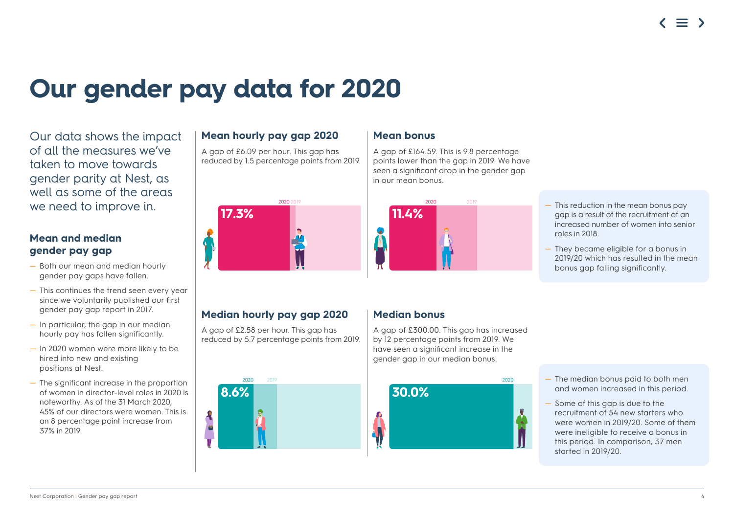# Our gender pay data for 2020

Our data shows the impact of all the measures we've taken to move towards gender parity at Nest, as well as some of the areas we need to improve in.

### Mean and median gender pay gap

- Both our mean and median hourly gender pay gaps have fallen.
- This continues the trend seen every year since we voluntarily published our first gender pay gap report in 2017.
- In particular, the gap in our median hourly pay has fallen significantly.
- In 2020 women were more likely to be hired into new and existing positions at Nest.
- The significant increase in the proportion of women in director-level roles in 2020 is noteworthy. As of the 31 March 2020, 45% of our directors were women. This is an 8 percentage point increase from 37% in 2019.

### Mean hourly pay gap 2020

A gap of £6.09 per hour. This gap has reduced by 1.5 percentage points from 2019.

2020 2019

**17.3%**

### Mean bonus

A gap of £164.59. This is 9.8 percentage points lower than the gap in 2019. We have seen a significant drop in the gender gap in our mean bonus.

2020 2019

**11.4%**

- This reduction in the mean bonus pay gap is a result of the recruitment of an increased number of women into senior roles in 2018.
- They became eligible for a bonus in 2019/20 which has resulted in the mean bonus gap falling significantly.

### Median hourly pay gap 2020

A gap of £2.58 per hour. This gap has reduced by 5.7 percentage points from 2019.

2020 2019

**8.6%**

### Median bonus

A gap of £300.00. This gap has increased by 12 percentage points from 2019. We have seen a significant increase in the gender gap in our median bonus.

2020

**30.0%**

- The median bonus paid to both men and women increased in this period.
- Some of this gap is due to the recruitment of 54 new starters who were women in 2019/20. Some of them were ineligible to receive a bonus in this period. In comparison, 37 men started in 2019/20.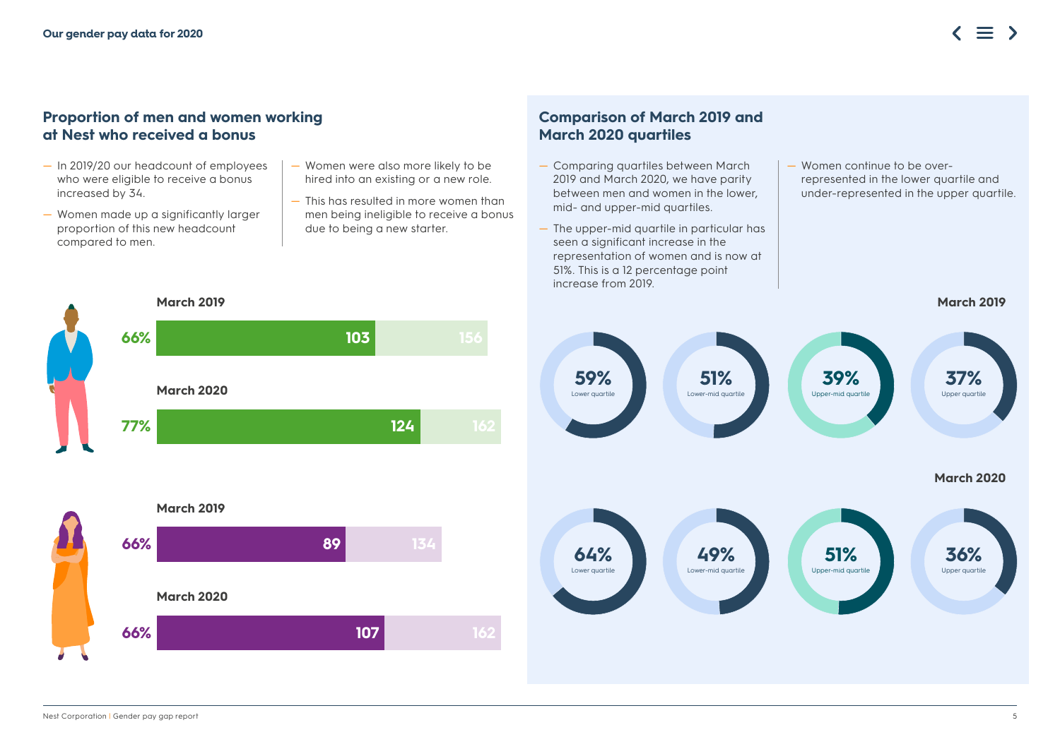## Proportion of men and women working at Nest who received a bonus

- In 2019/20 our headcount of employees who were eligible to receive a bonus increased by 34.
- Women made up a significantly larger proportion of this new headcount compared to men.
- Women were also more likely to be hired into an existing or a new role.
- This has resulted in more women than men being ineligible to receive a bonus due to being a new starter.

**Men**

| | % | Received bonus | Total |
|---|---|---|---|
| March 2019 | 66% | 103 | 156 |
| March 2020 | 77% | 124 | 162 |

**Women**

| | % | Received bonus | Total |
|---|---|---|---|
| March 2019 | 66% | 89 | 134 |
| March 2020 | 66% | 107 | 162 |

## Comparison of March 2019 and March 2020 quartiles

- Comparing quartiles between March 2019 and March 2020, we have parity between men and women in the lower, mid- and upper-mid quartiles.
- The upper-mid quartile in particular has seen a significant increase in the representation of women and is now at 51%. This is a 12 percentage point increase from 2019.
- Women continue to be over-represented in the lower quartile and under-represented in the upper quartile.

| | Lower quartile | Lower-mid quartile | Upper-mid quartile | Upper quartile |
|---|---|---|---|---|
| March 2019 | 59% | 51% | 39% | 37% |
| March 2020 | 64% | 49% | 51% | 36% |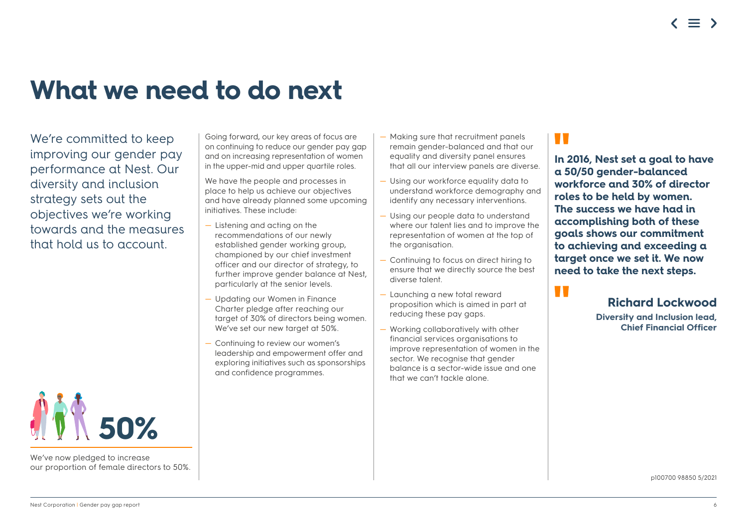# What we need to do next

We're committed to keep improving our gender pay performance at Nest. Our diversity and inclusion strategy sets out the objectives we're working towards and the measures that hold us to account.

**50%**

We've now pledged to increase our proportion of female directors to 50%.

Going forward, our key areas of focus are on continuing to reduce our gender pay gap and on increasing representation of women in the upper-mid and upper quartile roles.

We have the people and processes in place to help us achieve our objectives and have already planned some upcoming initiatives. These include:

- Listening and acting on the recommendations of our newly established gender working group, championed by our chief investment officer and our director of strategy, to further improve gender balance at Nest, particularly at the senior levels.
- Updating our Women in Finance Charter pledge after reaching our target of 30% of directors being women. We've set our new target at 50%.
- Continuing to review our women's leadership and empowerment offer and exploring initiatives such as sponsorships and confidence programmes.
- Making sure that recruitment panels remain gender-balanced and that our equality and diversity panel ensures that all our interview panels are diverse.
- Using our workforce equality data to understand workforce demography and identify any necessary interventions.
- Using our people data to understand where our talent lies and to improve the representation of women at the top of the organisation.
- Continuing to focus on direct hiring to ensure that we directly source the best diverse talent.
- Launching a new total reward proposition which is aimed in part at reducing these pay gaps.
- Working collaboratively with other financial services organisations to improve representation of women in the sector. We recognise that gender balance is a sector-wide issue and one that we can't tackle alone.

**"In 2016, Nest set a goal to have a 50/50 gender-balanced workforce and 30% of director roles to be held by women. The success we have had in accomplishing both of these goals shows our commitment to achieving and exceeding a target once we set it. We now need to take the next steps."**

**Richard Lockwood**
**Diversity and Inclusion lead, Chief Financial Officer**

p100700 98850 5/2021